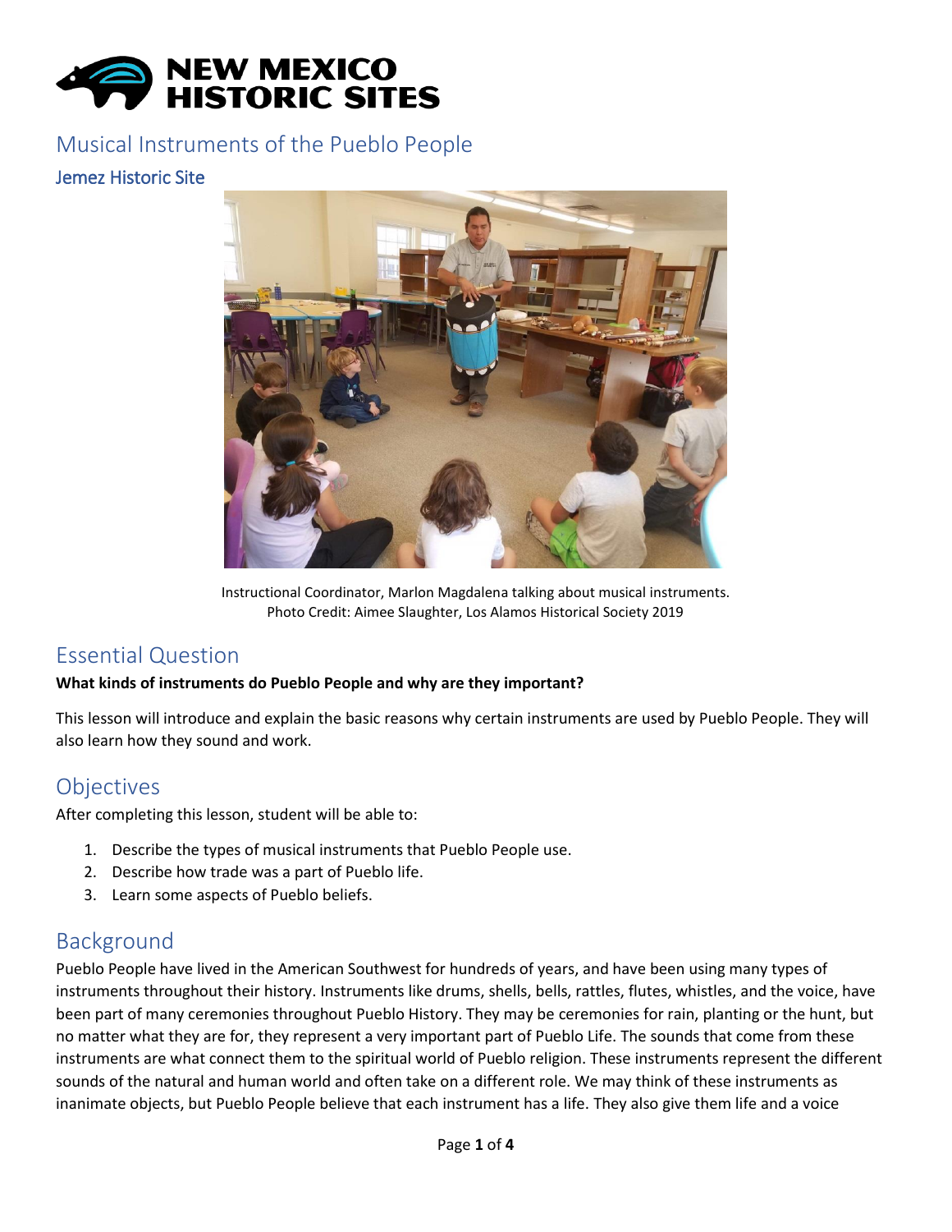# NEW MEXICO HISTORIC SITES

## Musical Instruments of the Pueblo People

### Jemez Historic Site

Instructional Coordinator, Marlon Magdalena talking about musical instruments.
Photo Credit: Aimee Slaughter, Los Alamos Historical Society 2019

## Essential Question

**What kinds of instruments do Pueblo People and why are they important?**

This lesson will introduce and explain the basic reasons why certain instruments are used by Pueblo People. They will also learn how they sound and work.

## Objectives

After completing this lesson, student will be able to:

1. Describe the types of musical instruments that Pueblo People use.
2. Describe how trade was a part of Pueblo life.
3. Learn some aspects of Pueblo beliefs.

## Background

Pueblo People have lived in the American Southwest for hundreds of years, and have been using many types of instruments throughout their history. Instruments like drums, shells, bells, rattles, flutes, whistles, and the voice, have been part of many ceremonies throughout Pueblo History. They may be ceremonies for rain, planting or the hunt, but no matter what they are for, they represent a very important part of Pueblo Life. The sounds that come from these instruments are what connect them to the spiritual world of Pueblo religion. These instruments represent the different sounds of the natural and human world and often take on a different role. We may think of these instruments as inanimate objects, but Pueblo People believe that each instrument has a life. They also give them life and a voice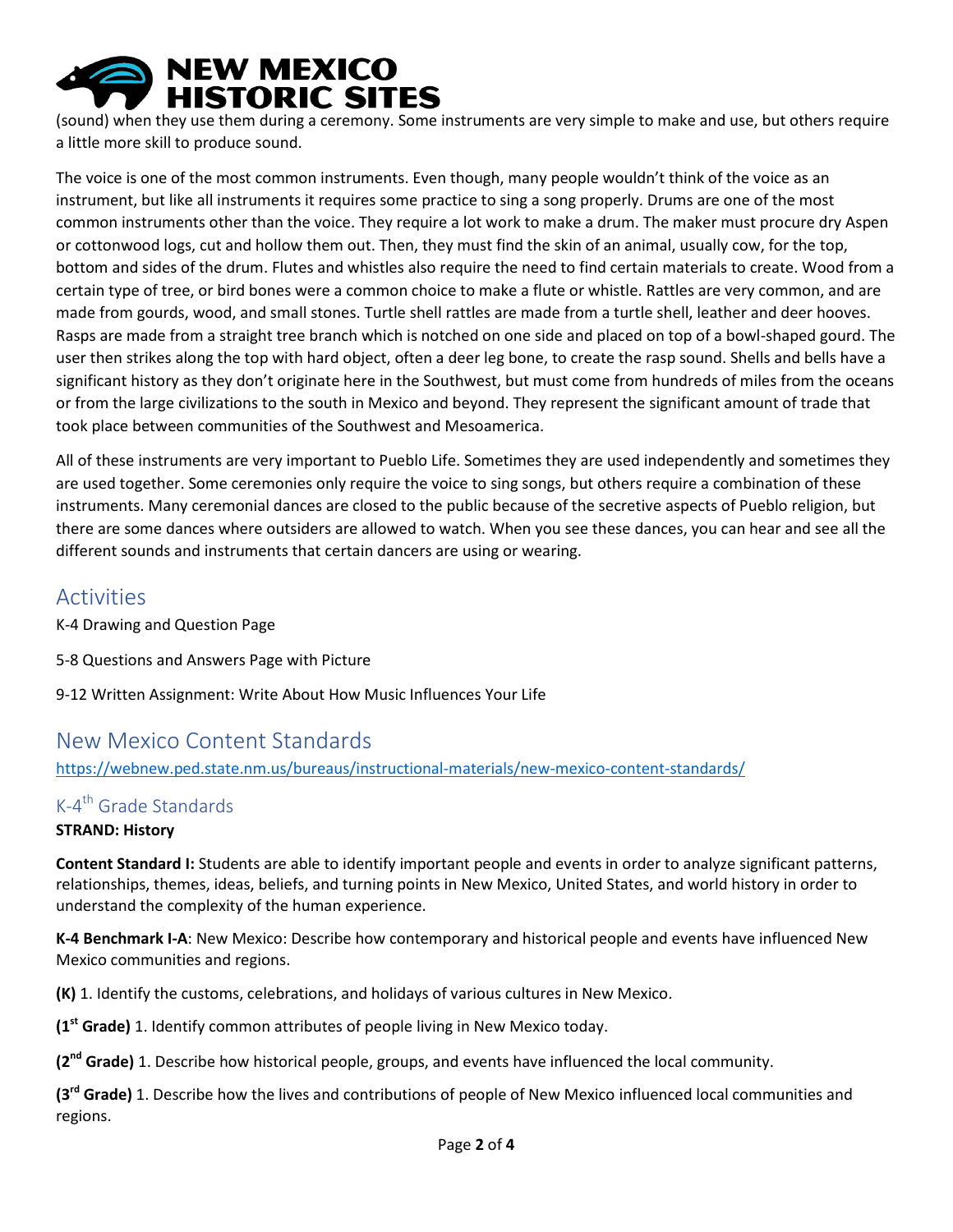(sound) when they use them during a ceremony. Some instruments are very simple to make and use, but others require a little more skill to produce sound.

The voice is one of the most common instruments. Even though, many people wouldn't think of the voice as an instrument, but like all instruments it requires some practice to sing a song properly. Drums are one of the most common instruments other than the voice. They require a lot work to make a drum. The maker must procure dry Aspen or cottonwood logs, cut and hollow them out. Then, they must find the skin of an animal, usually cow, for the top, bottom and sides of the drum. Flutes and whistles also require the need to find certain materials to create. Wood from a certain type of tree, or bird bones were a common choice to make a flute or whistle. Rattles are very common, and are made from gourds, wood, and small stones. Turtle shell rattles are made from a turtle shell, leather and deer hooves. Rasps are made from a straight tree branch which is notched on one side and placed on top of a bowl-shaped gourd. The user then strikes along the top with hard object, often a deer leg bone, to create the rasp sound. Shells and bells have a significant history as they don't originate here in the Southwest, but must come from hundreds of miles from the oceans or from the large civilizations to the south in Mexico and beyond. They represent the significant amount of trade that took place between communities of the Southwest and Mesoamerica.

All of these instruments are very important to Pueblo Life. Sometimes they are used independently and sometimes they are used together. Some ceremonies only require the voice to sing songs, but others require a combination of these instruments. Many ceremonial dances are closed to the public because of the secretive aspects of Pueblo religion, but there are some dances where outsiders are allowed to watch. When you see these dances, you can hear and see all the different sounds and instruments that certain dancers are using or wearing.

## Activities

K-4 Drawing and Question Page

5-8 Questions and Answers Page with Picture

9-12 Written Assignment: Write About How Music Influences Your Life

## New Mexico Content Standards

https://webnew.ped.state.nm.us/bureaus/instructional-materials/new-mexico-content-standards/

### K-4th Grade Standards

**STRAND: History**

**Content Standard I:** Students are able to identify important people and events in order to analyze significant patterns, relationships, themes, ideas, beliefs, and turning points in New Mexico, United States, and world history in order to understand the complexity of the human experience.

**K-4 Benchmark I-A**: New Mexico: Describe how contemporary and historical people and events have influenced New Mexico communities and regions.

**(K)** 1. Identify the customs, celebrations, and holidays of various cultures in New Mexico.

**(1st Grade)** 1. Identify common attributes of people living in New Mexico today.

**(2nd Grade)** 1. Describe how historical people, groups, and events have influenced the local community.

**(3rd Grade)** 1. Describe how the lives and contributions of people of New Mexico influenced local communities and regions.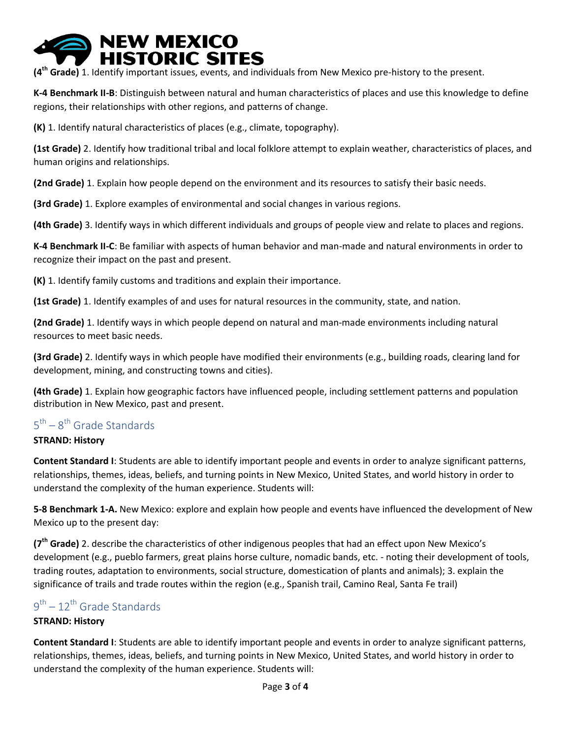**(4th Grade)** 1. Identify important issues, events, and individuals from New Mexico pre-history to the present.

**K-4 Benchmark II-B**: Distinguish between natural and human characteristics of places and use this knowledge to define regions, their relationships with other regions, and patterns of change.

**(K)** 1. Identify natural characteristics of places (e.g., climate, topography).

**(1st Grade)** 2. Identify how traditional tribal and local folklore attempt to explain weather, characteristics of places, and human origins and relationships.

**(2nd Grade)** 1. Explain how people depend on the environment and its resources to satisfy their basic needs.

**(3rd Grade)** 1. Explore examples of environmental and social changes in various regions.

**(4th Grade)** 3. Identify ways in which different individuals and groups of people view and relate to places and regions.

**K-4 Benchmark II-C**: Be familiar with aspects of human behavior and man-made and natural environments in order to recognize their impact on the past and present.

**(K)** 1. Identify family customs and traditions and explain their importance.

**(1st Grade)** 1. Identify examples of and uses for natural resources in the community, state, and nation.

**(2nd Grade)** 1. Identify ways in which people depend on natural and man-made environments including natural resources to meet basic needs.

**(3rd Grade)** 2. Identify ways in which people have modified their environments (e.g., building roads, clearing land for development, mining, and constructing towns and cities).

**(4th Grade)** 1. Explain how geographic factors have influenced people, including settlement patterns and population distribution in New Mexico, past and present.

## 5th – 8th Grade Standards

**STRAND: History**

**Content Standard I**: Students are able to identify important people and events in order to analyze significant patterns, relationships, themes, ideas, beliefs, and turning points in New Mexico, United States, and world history in order to understand the complexity of the human experience. Students will:

**5-8 Benchmark 1-A.** New Mexico: explore and explain how people and events have influenced the development of New Mexico up to the present day:

**(7th Grade)** 2. describe the characteristics of other indigenous peoples that had an effect upon New Mexico's development (e.g., pueblo farmers, great plains horse culture, nomadic bands, etc. - noting their development of tools, trading routes, adaptation to environments, social structure, domestication of plants and animals); 3. explain the significance of trails and trade routes within the region (e.g., Spanish trail, Camino Real, Santa Fe trail)

## 9th – 12th Grade Standards

**STRAND: History**

**Content Standard I**: Students are able to identify important people and events in order to analyze significant patterns, relationships, themes, ideas, beliefs, and turning points in New Mexico, United States, and world history in order to understand the complexity of the human experience. Students will: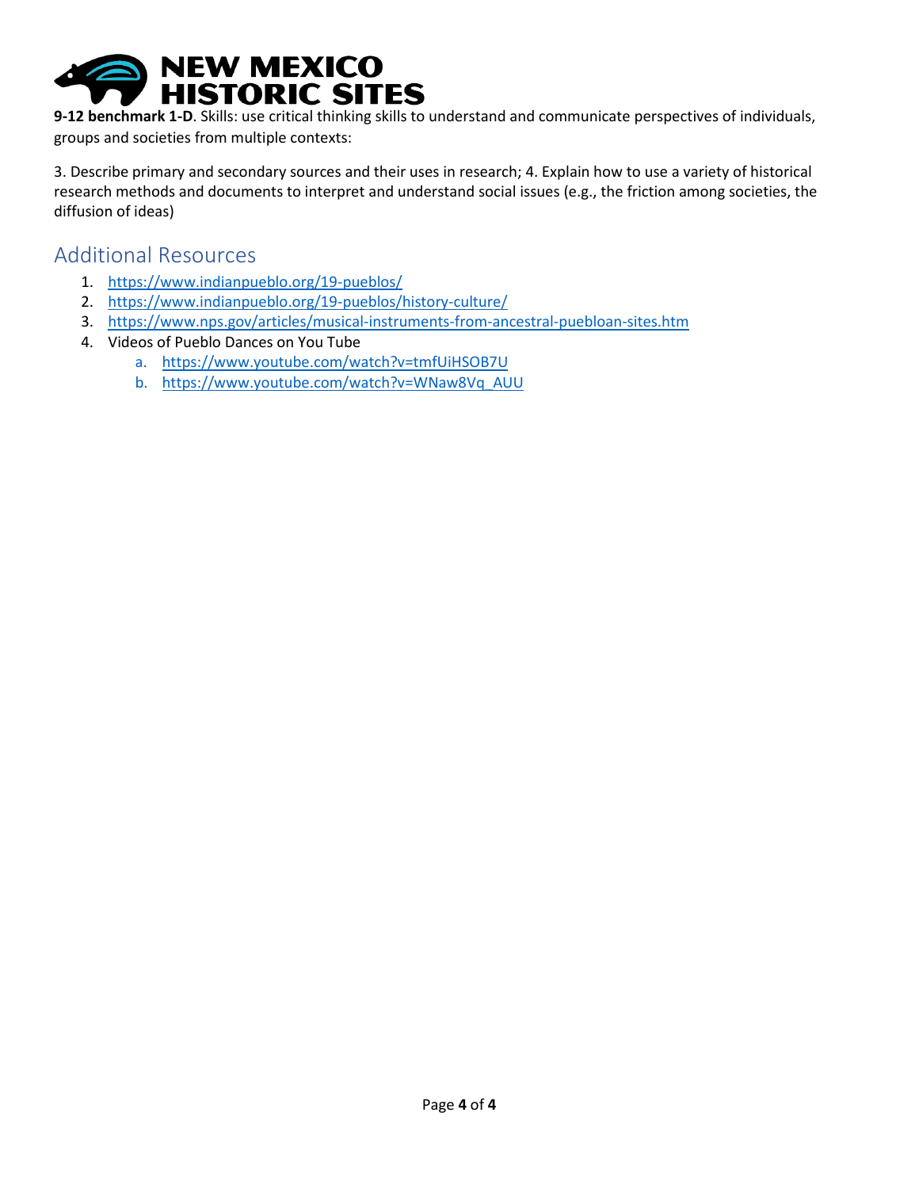**9-12 benchmark 1-D**. Skills: use critical thinking skills to understand and communicate perspectives of individuals, groups and societies from multiple contexts:

3. Describe primary and secondary sources and their uses in research; 4. Explain how to use a variety of historical research methods and documents to interpret and understand social issues (e.g., the friction among societies, the diffusion of ideas)

## Additional Resources

1. https://www.indianpueblo.org/19-pueblos/
2. https://www.indianpueblo.org/19-pueblos/history-culture/
3. https://www.nps.gov/articles/musical-instruments-from-ancestral-puebloan-sites.htm
4. Videos of Pueblo Dances on You Tube
    a. https://www.youtube.com/watch?v=tmfUiHSOB7U
    b. https://www.youtube.com/watch?v=WNaw8Vq_AUU